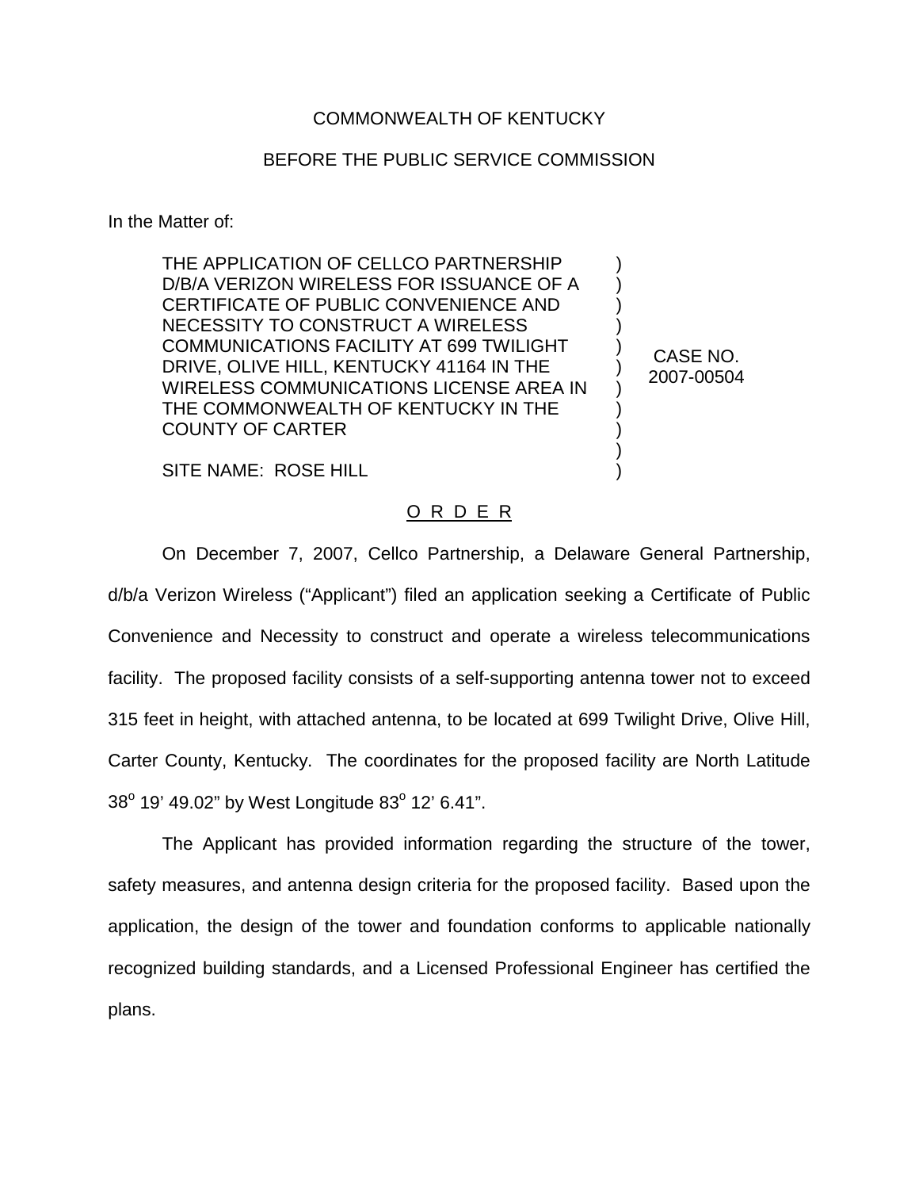COMMONWEALTH OF KENTUCKY

BEFORE THE PUBLIC SERVICE COMMISSION

In the Matter of:

| | |
|---|---|
| THE APPLICATION OF CELLCO PARTNERSHIP D/B/A VERIZON WIRELESS FOR ISSUANCE OF A CERTIFICATE OF PUBLIC CONVENIENCE AND NECESSITY TO CONSTRUCT A WIRELESS COMMUNICATIONS FACILITY AT 699 TWILIGHT DRIVE, OLIVE HILL, KENTUCKY 41164 IN THE WIRELESS COMMUNICATIONS LICENSE AREA IN THE COMMONWEALTH OF KENTUCKY IN THE COUNTY OF CARTER<br><br>SITE NAME: ROSE HILL | CASE NO. 2007-00504 |

O R D E R

On December 7, 2007, Cellco Partnership, a Delaware General Partnership, d/b/a Verizon Wireless ("Applicant") filed an application seeking a Certificate of Public Convenience and Necessity to construct and operate a wireless telecommunications facility. The proposed facility consists of a self-supporting antenna tower not to exceed 315 feet in height, with attached antenna, to be located at 699 Twilight Drive, Olive Hill, Carter County, Kentucky. The coordinates for the proposed facility are North Latitude 38° 19' 49.02" by West Longitude 83° 12' 6.41".

The Applicant has provided information regarding the structure of the tower, safety measures, and antenna design criteria for the proposed facility. Based upon the application, the design of the tower and foundation conforms to applicable nationally recognized building standards, and a Licensed Professional Engineer has certified the plans.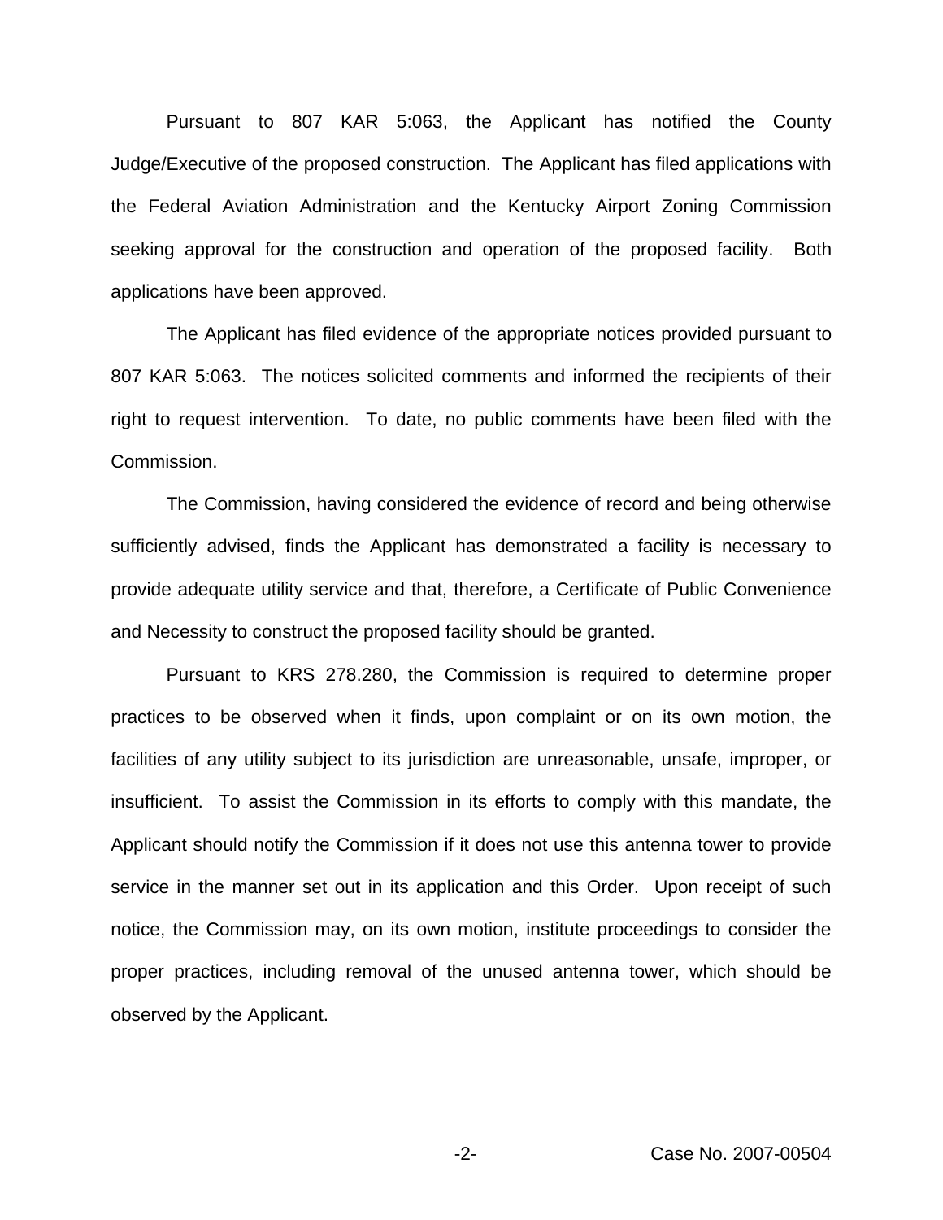Pursuant to 807 KAR 5:063, the Applicant has notified the County Judge/Executive of the proposed construction. The Applicant has filed applications with the Federal Aviation Administration and the Kentucky Airport Zoning Commission seeking approval for the construction and operation of the proposed facility. Both applications have been approved.

The Applicant has filed evidence of the appropriate notices provided pursuant to 807 KAR 5:063. The notices solicited comments and informed the recipients of their right to request intervention. To date, no public comments have been filed with the Commission.

The Commission, having considered the evidence of record and being otherwise sufficiently advised, finds the Applicant has demonstrated a facility is necessary to provide adequate utility service and that, therefore, a Certificate of Public Convenience and Necessity to construct the proposed facility should be granted.

Pursuant to KRS 278.280, the Commission is required to determine proper practices to be observed when it finds, upon complaint or on its own motion, the facilities of any utility subject to its jurisdiction are unreasonable, unsafe, improper, or insufficient. To assist the Commission in its efforts to comply with this mandate, the Applicant should notify the Commission if it does not use this antenna tower to provide service in the manner set out in its application and this Order. Upon receipt of such notice, the Commission may, on its own motion, institute proceedings to consider the proper practices, including removal of the unused antenna tower, which should be observed by the Applicant.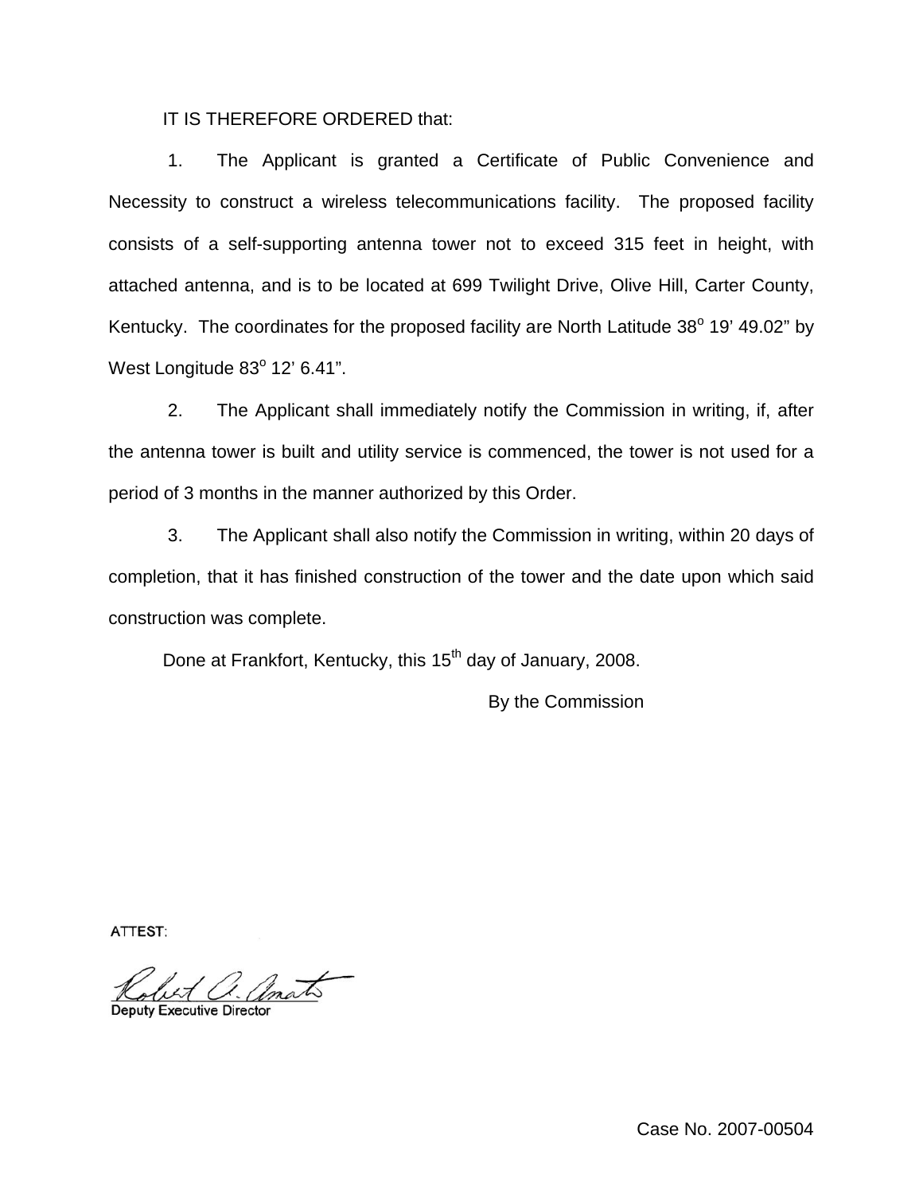IT IS THEREFORE ORDERED that:

1. The Applicant is granted a Certificate of Public Convenience and Necessity to construct a wireless telecommunications facility. The proposed facility consists of a self-supporting antenna tower not to exceed 315 feet in height, with attached antenna, and is to be located at 699 Twilight Drive, Olive Hill, Carter County, Kentucky. The coordinates for the proposed facility are North Latitude 38° 19' 49.02" by West Longitude 83° 12' 6.41".

2. The Applicant shall immediately notify the Commission in writing, if, after the antenna tower is built and utility service is commenced, the tower is not used for a period of 3 months in the manner authorized by this Order.

3. The Applicant shall also notify the Commission in writing, within 20 days of completion, that it has finished construction of the tower and the date upon which said construction was complete.

Done at Frankfort, Kentucky, this 15th day of January, 2008.

By the Commission

ATTEST:

Deputy Executive Director

Case No. 2007-00504